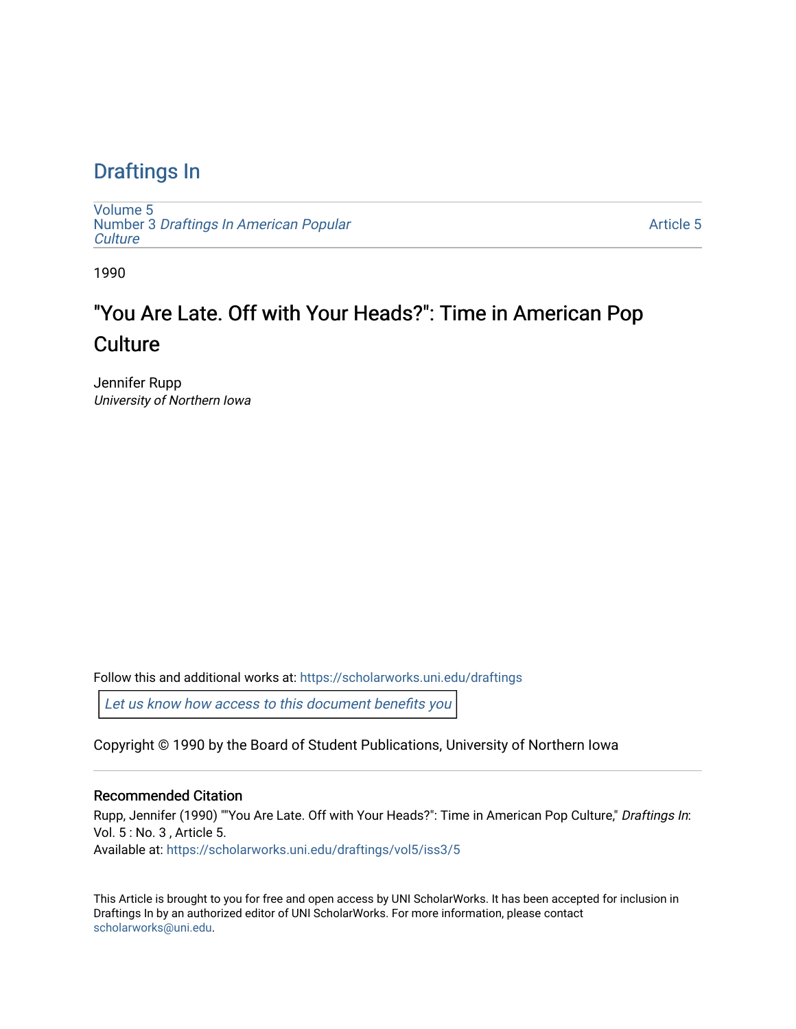# Draftings In

Volume 5
Number 3 *Draftings In American Popular Culture*

Article 5

1990

## "You Are Late. Off with Your Heads?": Time in American Pop Culture

Jennifer Rupp
*University of Northern Iowa*

Follow this and additional works at: https://scholarworks.uni.edu/draftings

Let us know how access to this document benefits you

Copyright © 1990 by the Board of Student Publications, University of Northern Iowa

### Recommended Citation

Rupp, Jennifer (1990) ""You Are Late. Off with Your Heads?": Time in American Pop Culture," *Draftings In*: Vol. 5 : No. 3 , Article 5.
Available at: https://scholarworks.uni.edu/draftings/vol5/iss3/5

This Article is brought to you for free and open access by UNI ScholarWorks. It has been accepted for inclusion in Draftings In by an authorized editor of UNI ScholarWorks. For more information, please contact scholarworks@uni.edu.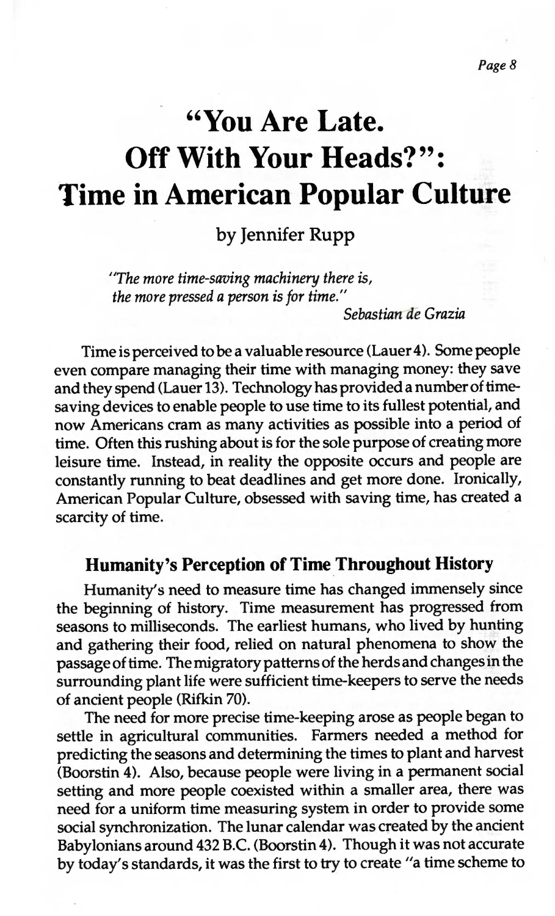# "You Are Late. Off With Your Heads?": Time in American Popular Culture

by Jennifer Rupp

> *"The more time-saving machinery there is, the more pressed a person is for time."*
>
> *Sebastian de Grazia*

Time is perceived to be a valuable resource (Lauer 4). Some people even compare managing their time with managing money: they save and they spend (Lauer 13). Technology has provided a number of time-saving devices to enable people to use time to its fullest potential, and now Americans cram as many activities as possible into a period of time. Often this rushing about is for the sole purpose of creating more leisure time. Instead, in reality the opposite occurs and people are constantly running to beat deadlines and get more done. Ironically, American Popular Culture, obsessed with saving time, has created a scarcity of time.

## Humanity's Perception of Time Throughout History

Humanity's need to measure time has changed immensely since the beginning of history. Time measurement has progressed from seasons to milliseconds. The earliest humans, who lived by hunting and gathering their food, relied on natural phenomena to show the passage of time. The migratory patterns of the herds and changes in the surrounding plant life were sufficient time-keepers to serve the needs of ancient people (Rifkin 70).

The need for more precise time-keeping arose as people began to settle in agricultural communities. Farmers needed a method for predicting the seasons and determining the times to plant and harvest (Boorstin 4). Also, because people were living in a permanent social setting and more people coexisted within a smaller area, there was need for a uniform time measuring system in order to provide some social synchronization. The lunar calendar was created by the ancient Babylonians around 432 B.C. (Boorstin 4). Though it was not accurate by today's standards, it was the first to try to create "a time scheme to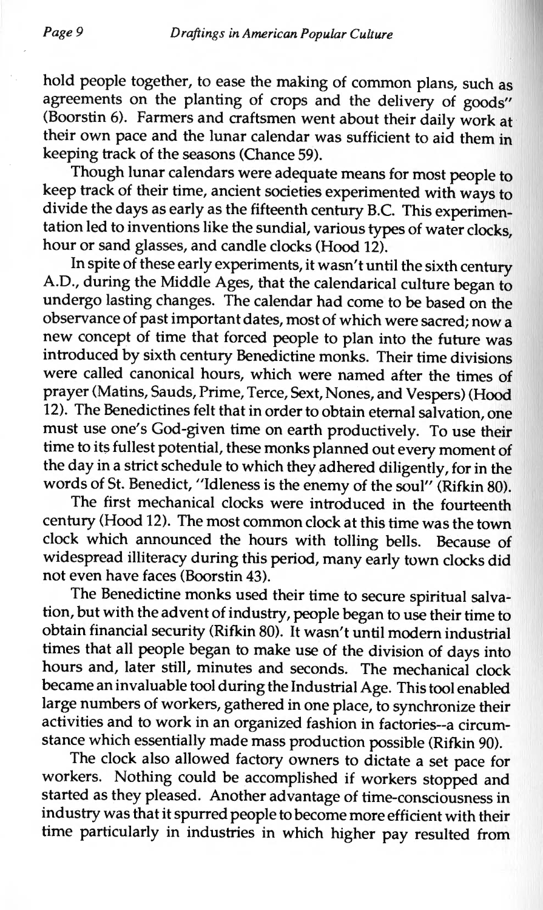hold people together, to ease the making of common plans, such as agreements on the planting of crops and the delivery of goods" (Boorstin 6). Farmers and craftsmen went about their daily work at their own pace and the lunar calendar was sufficient to aid them in keeping track of the seasons (Chance 59).

Though lunar calendars were adequate means for most people to keep track of their time, ancient societies experimented with ways to divide the days as early as the fifteenth century B.C. This experimentation led to inventions like the sundial, various types of water clocks, hour or sand glasses, and candle clocks (Hood 12).

In spite of these early experiments, it wasn't until the sixth century A.D., during the Middle Ages, that the calendarical culture began to undergo lasting changes. The calendar had come to be based on the observance of past important dates, most of which were sacred; now a new concept of time that forced people to plan into the future was introduced by sixth century Benedictine monks. Their time divisions were called canonical hours, which were named after the times of prayer (Matins, Sauds, Prime, Terce, Sext, Nones, and Vespers) (Hood 12). The Benedictines felt that in order to obtain eternal salvation, one must use one's God-given time on earth productively. To use their time to its fullest potential, these monks planned out every moment of the day in a strict schedule to which they adhered diligently, for in the words of St. Benedict, "Idleness is the enemy of the soul" (Rifkin 80).

The first mechanical clocks were introduced in the fourteenth century (Hood 12). The most common clock at this time was the town clock which announced the hours with tolling bells. Because of widespread illiteracy during this period, many early town clocks did not even have faces (Boorstin 43).

The Benedictine monks used their time to secure spiritual salvation, but with the advent of industry, people began to use their time to obtain financial security (Rifkin 80). It wasn't until modern industrial times that all people began to make use of the division of days into hours and, later still, minutes and seconds. The mechanical clock became an invaluable tool during the Industrial Age. This tool enabled large numbers of workers, gathered in one place, to synchronize their activities and to work in an organized fashion in factories--a circumstance which essentially made mass production possible (Rifkin 90).

The clock also allowed factory owners to dictate a set pace for workers. Nothing could be accomplished if workers stopped and started as they pleased. Another advantage of time-consciousness in industry was that it spurred people to become more efficient with their time particularly in industries in which higher pay resulted from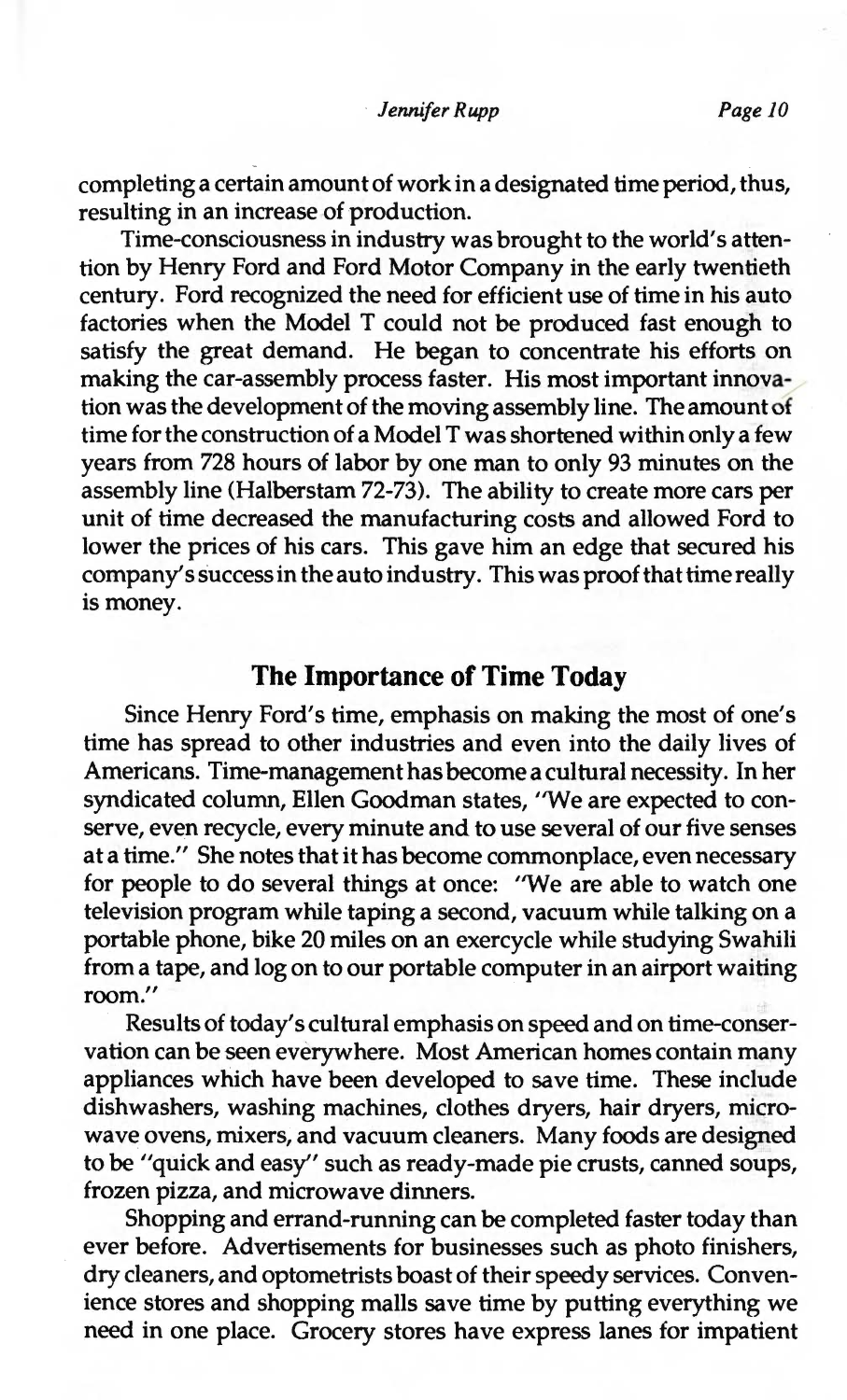completing a certain amount of work in a designated time period, thus, resulting in an increase of production.

Time-consciousness in industry was brought to the world's attention by Henry Ford and Ford Motor Company in the early twentieth century. Ford recognized the need for efficient use of time in his auto factories when the Model T could not be produced fast enough to satisfy the great demand. He began to concentrate his efforts on making the car-assembly process faster. His most important innovation was the development of the moving assembly line. The amount of time for the construction of a Model T was shortened within only a few years from 728 hours of labor by one man to only 93 minutes on the assembly line (Halberstam 72-73). The ability to create more cars per unit of time decreased the manufacturing costs and allowed Ford to lower the prices of his cars. This gave him an edge that secured his company's success in the auto industry. This was proof that time really is money.

## The Importance of Time Today

Since Henry Ford's time, emphasis on making the most of one's time has spread to other industries and even into the daily lives of Americans. Time-management has become a cultural necessity. In her syndicated column, Ellen Goodman states, "We are expected to conserve, even recycle, every minute and to use several of our five senses at a time." She notes that it has become commonplace, even necessary for people to do several things at once: "We are able to watch one television program while taping a second, vacuum while talking on a portable phone, bike 20 miles on an exercycle while studying Swahili from a tape, and log on to our portable computer in an airport waiting room."

Results of today's cultural emphasis on speed and on time-conservation can be seen everywhere. Most American homes contain many appliances which have been developed to save time. These include dishwashers, washing machines, clothes dryers, hair dryers, microwave ovens, mixers, and vacuum cleaners. Many foods are designed to be "quick and easy" such as ready-made pie crusts, canned soups, frozen pizza, and microwave dinners.

Shopping and errand-running can be completed faster today than ever before. Advertisements for businesses such as photo finishers, dry cleaners, and optometrists boast of their speedy services. Convenience stores and shopping malls save time by putting everything we need in one place. Grocery stores have express lanes for impatient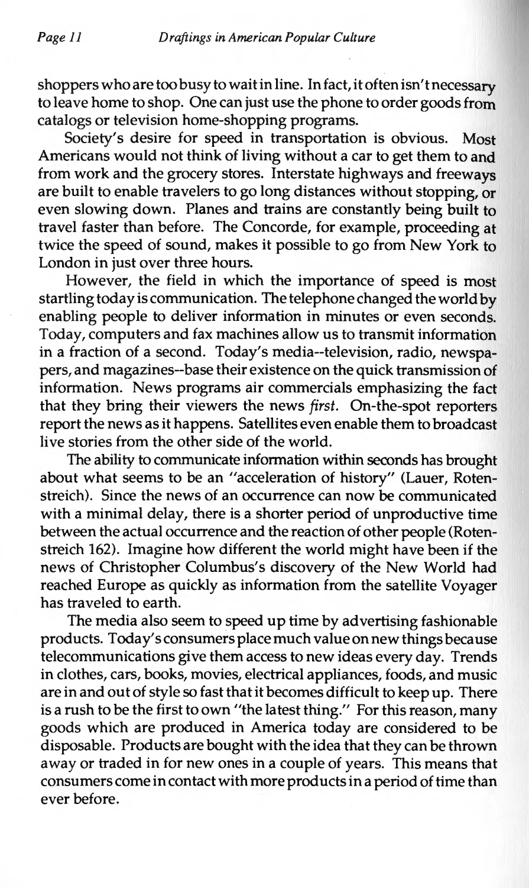shoppers who are too busy to wait in line. In fact, it often isn't necessary to leave home to shop. One can just use the phone to order goods from catalogs or television home-shopping programs.

Society's desire for speed in transportation is obvious. Most Americans would not think of living without a car to get them to and from work and the grocery stores. Interstate highways and freeways are built to enable travelers to go long distances without stopping, or even slowing down. Planes and trains are constantly being built to travel faster than before. The Concorde, for example, proceeding at twice the speed of sound, makes it possible to go from New York to London in just over three hours.

However, the field in which the importance of speed is most startling today is communication. The telephone changed the world by enabling people to deliver information in minutes or even seconds. Today, computers and fax machines allow us to transmit information in a fraction of a second. Today's media--television, radio, newspapers, and magazines--base their existence on the quick transmission of information. News programs air commercials emphasizing the fact that they bring their viewers the news *first*. On-the-spot reporters report the news as it happens. Satellites even enable them to broadcast live stories from the other side of the world.

The ability to communicate information within seconds has brought about what seems to be an "acceleration of history" (Lauer, Rotenstreich). Since the news of an occurrence can now be communicated with a minimal delay, there is a shorter period of unproductive time between the actual occurrence and the reaction of other people (Rotenstreich 162). Imagine how different the world might have been if the news of Christopher Columbus's discovery of the New World had reached Europe as quickly as information from the satellite Voyager has traveled to earth.

The media also seem to speed up time by advertising fashionable products. Today's consumers place much value on new things because telecommunications give them access to new ideas every day. Trends in clothes, cars, books, movies, electrical appliances, foods, and music are in and out of style so fast that it becomes difficult to keep up. There is a rush to be the first to own "the latest thing." For this reason, many goods which are produced in America today are considered to be disposable. Products are bought with the idea that they can be thrown away or traded in for new ones in a couple of years. This means that consumers come in contact with more products in a period of time than ever before.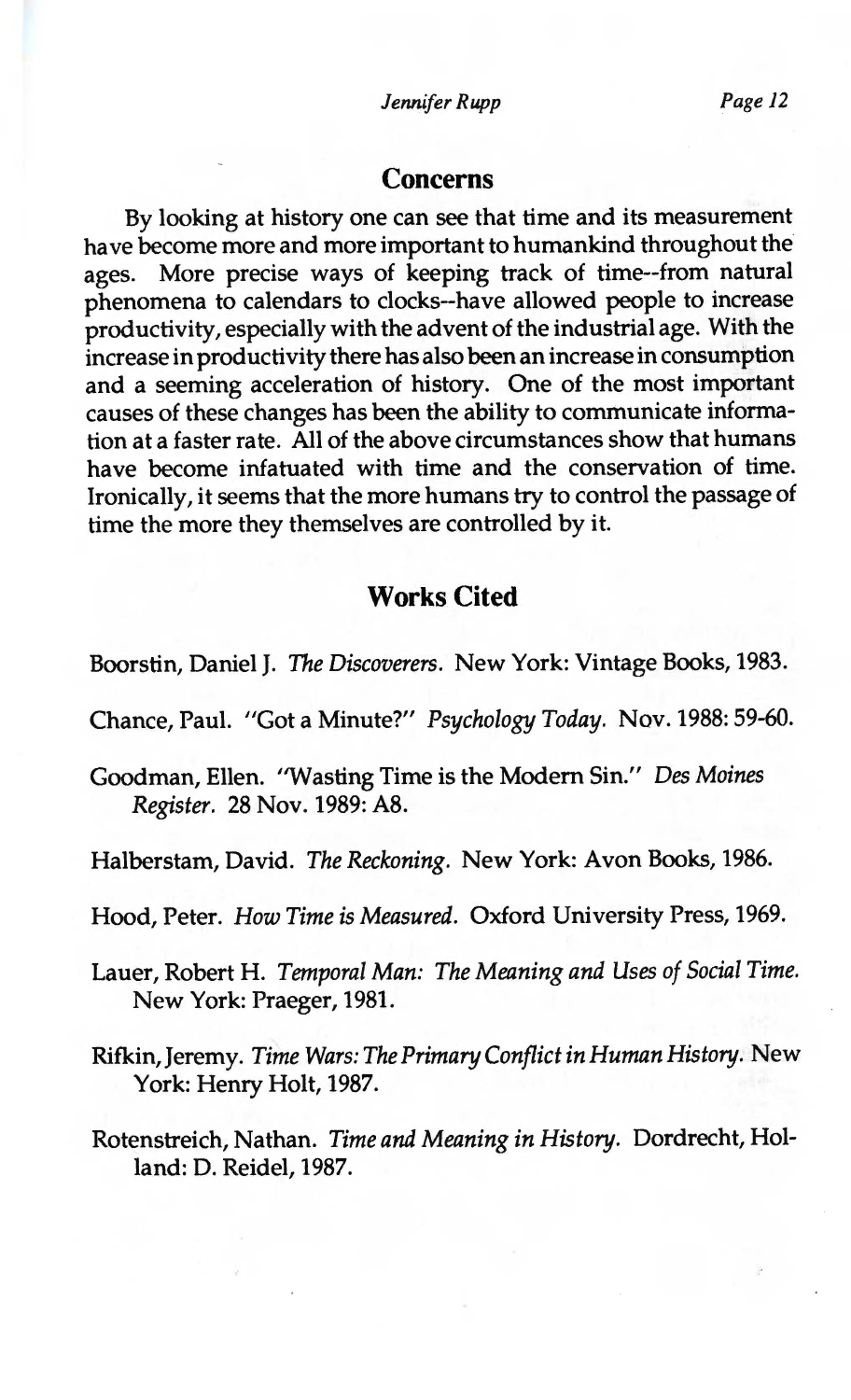## Concerns

By looking at history one can see that time and its measurement have become more and more important to humankind throughout the ages. More precise ways of keeping track of time--from natural phenomena to calendars to clocks--have allowed people to increase productivity, especially with the advent of the industrial age. With the increase in productivity there has also been an increase in consumption and a seeming acceleration of history. One of the most important causes of these changes has been the ability to communicate information at a faster rate. All of the above circumstances show that humans have become infatuated with time and the conservation of time. Ironically, it seems that the more humans try to control the passage of time the more they themselves are controlled by it.

## Works Cited

Boorstin, Daniel J. *The Discoverers*. New York: Vintage Books, 1983.

Chance, Paul. "Got a Minute?" *Psychology Today*. Nov. 1988: 59-60.

Goodman, Ellen. "Wasting Time is the Modern Sin." *Des Moines Register*. 28 Nov. 1989: A8.

Halberstam, David. *The Reckoning*. New York: Avon Books, 1986.

Hood, Peter. *How Time is Measured*. Oxford University Press, 1969.

Lauer, Robert H. *Temporal Man: The Meaning and Uses of Social Time*. New York: Praeger, 1981.

Rifkin, Jeremy. *Time Wars: The Primary Conflict in Human History*. New York: Henry Holt, 1987.

Rotenstreich, Nathan. *Time and Meaning in History*. Dordrecht, Holland: D. Reidel, 1987.